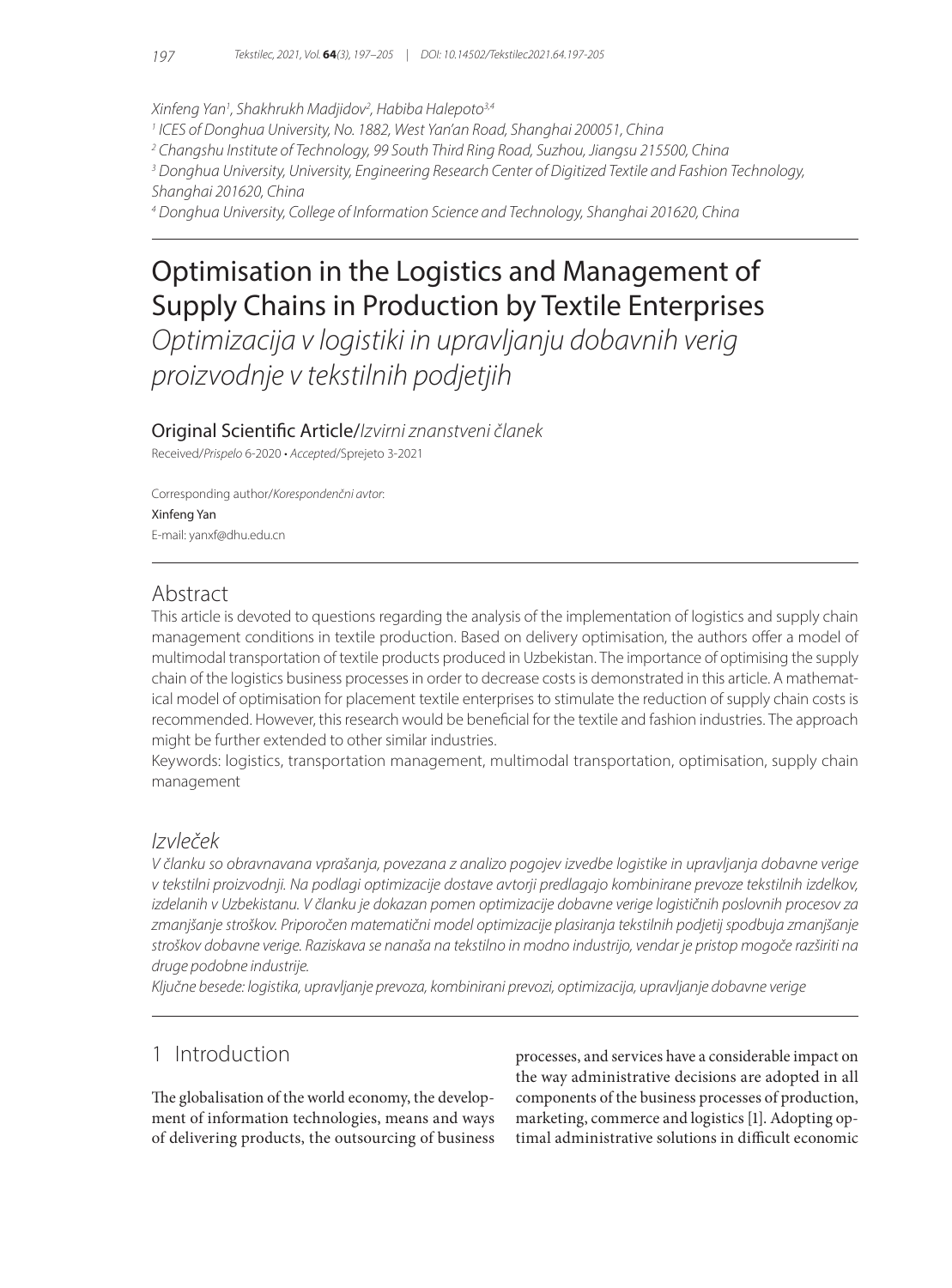Xinfeng Yan[1], Shakhrukh Madjidov[2], Habiba Halepoto[3,4]

[1] ICES of Donghua University, No. 1882, West Yan'an Road, Shanghai 200051, China

[2] Changshu Institute of Technology, 99 South Third Ring Road, Suzhou, Jiangsu 215500, China

[3] Donghua University, University, Engineering Research Center of Digitized Textile and Fashion Technology, Shanghai 201620, China

[4] Donghua University, College of Information Science and Technology, Shanghai 201620, China

# Optimisation in the Logistics and Management of Supply Chains in Production by Textile Enterprises

*Optimizacija v logistiki in upravljanju dobavnih verig proizvodnje v tekstilnih podjetjih*

Original Scientific Article/*Izvirni znanstveni članek*

Received/*Prispelo* 6-2020 • *Accepted*/Sprejeto 3-2021

Corresponding author/*Korespondenčni avtor*:
Xinfeng Yan
E-mail: yanxf@dhu.edu.cn

## Abstract

This article is devoted to questions regarding the analysis of the implementation of logistics and supply chain management conditions in textile production. Based on delivery optimisation, the authors offer a model of multimodal transportation of textile products produced in Uzbekistan. The importance of optimising the supply chain of the logistics business processes in order to decrease costs is demonstrated in this article. A mathematical model of optimisation for placement textile enterprises to stimulate the reduction of supply chain costs is recommended. However, this research would be beneficial for the textile and fashion industries. The approach might be further extended to other similar industries.

Keywords: logistics, transportation management, multimodal transportation, optimisation, supply chain management

## *Izvleček*

*V članku so obravnavana vprašanja, povezana z analizo pogojev izvedbe logistike in upravljanja dobavne verige v tekstilni proizvodnji. Na podlagi optimizacije dostave avtorji predlagajo kombinirane prevoze tekstilnih izdelkov, izdelanih v Uzbekistanu. V članku je dokazan pomen optimizacije dobavne verige logističnih poslovnih procesov za zmanjšanje stroškov. Priporočen matematični model optimizacije plasiranja tekstilnih podjetij spodbuja zmanjšanje stroškov dobavne verige. Raziskava se nanaša na tekstilno in modno industrijo, vendar je pristop mogoče razširiti na druge podobne industrije.*

*Ključne besede: logistika, upravljanje prevoza, kombinirani prevozi, optimizacija, upravljanje dobavne verige*

## 1 Introduction

The globalisation of the world economy, the development of information technologies, means and ways of delivering products, the outsourcing of business processes, and services have a considerable impact on the way administrative decisions are adopted in all components of the business processes of production, marketing, commerce and logistics [1]. Adopting optimal administrative solutions in difficult economic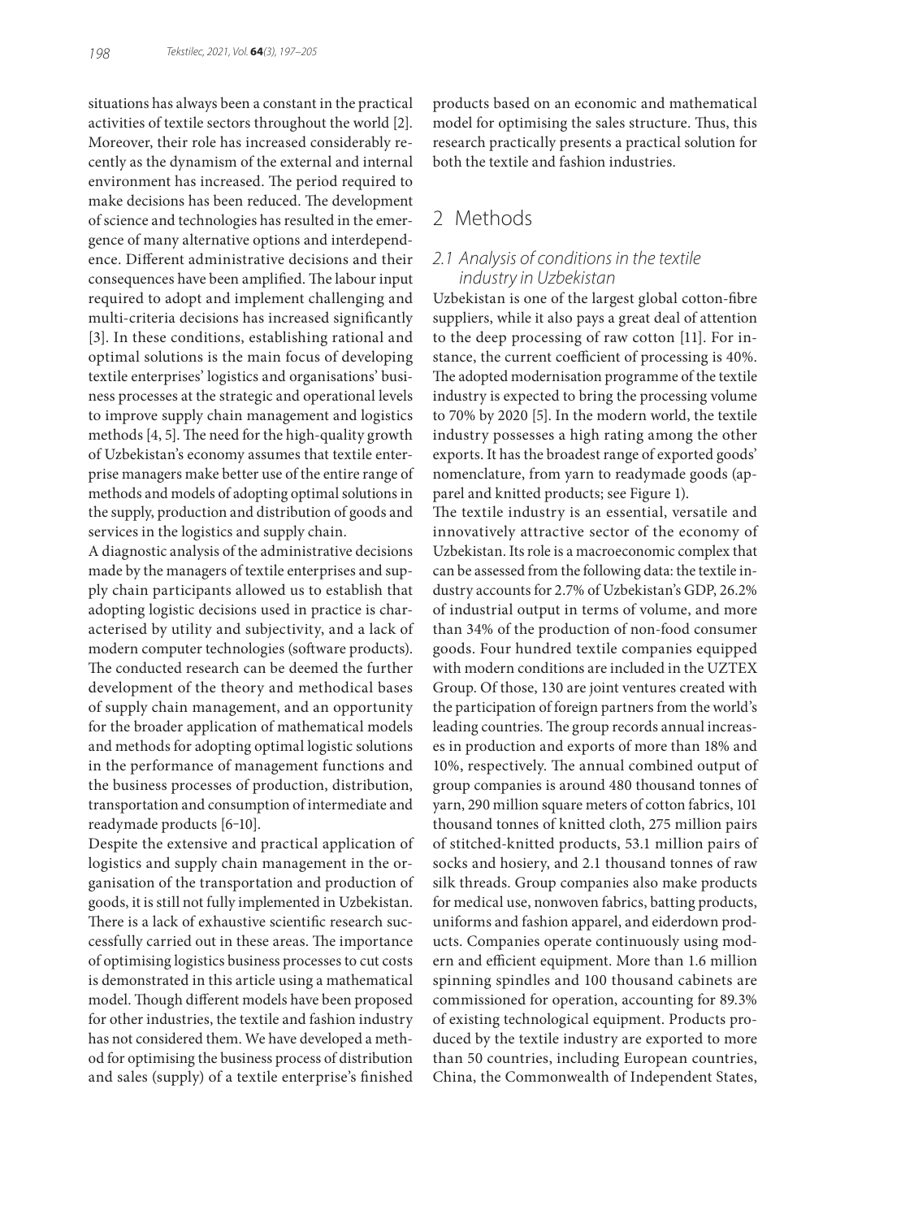situations has always been a constant in the practical activities of textile sectors throughout the world [2]. Moreover, their role has increased considerably recently as the dynamism of the external and internal environment has increased. The period required to make decisions has been reduced. The development of science and technologies has resulted in the emergence of many alternative options and interdependence. Different administrative decisions and their consequences have been amplified. The labour input required to adopt and implement challenging and multi-criteria decisions has increased significantly [3]. In these conditions, establishing rational and optimal solutions is the main focus of developing textile enterprises' logistics and organisations' business processes at the strategic and operational levels to improve supply chain management and logistics methods [4, 5]. The need for the high-quality growth of Uzbekistan's economy assumes that textile enterprise managers make better use of the entire range of methods and models of adopting optimal solutions in the supply, production and distribution of goods and services in the logistics and supply chain.

A diagnostic analysis of the administrative decisions made by the managers of textile enterprises and supply chain participants allowed us to establish that adopting logistic decisions used in practice is characterised by utility and subjectivity, and a lack of modern computer technologies (software products). The conducted research can be deemed the further development of the theory and methodical bases of supply chain management, and an opportunity for the broader application of mathematical models and methods for adopting optimal logistic solutions in the performance of management functions and the business processes of production, distribution, transportation and consumption of intermediate and readymade products [6–10].

Despite the extensive and practical application of logistics and supply chain management in the organisation of the transportation and production of goods, it is still not fully implemented in Uzbekistan. There is a lack of exhaustive scientific research successfully carried out in these areas. The importance of optimising logistics business processes to cut costs is demonstrated in this article using a mathematical model. Though different models have been proposed for other industries, the textile and fashion industry has not considered them. We have developed a method for optimising the business process of distribution and sales (supply) of a textile enterprise's finished products based on an economic and mathematical model for optimising the sales structure. Thus, this research practically presents a practical solution for both the textile and fashion industries.

## 2 Methods

### 2.1 Analysis of conditions in the textile industry in Uzbekistan

Uzbekistan is one of the largest global cotton-fibre suppliers, while it also pays a great deal of attention to the deep processing of raw cotton [11]. For instance, the current coefficient of processing is 40%. The adopted modernisation programme of the textile industry is expected to bring the processing volume to 70% by 2020 [5]. In the modern world, the textile industry possesses a high rating among the other exports. It has the broadest range of exported goods' nomenclature, from yarn to readymade goods (apparel and knitted products; see Figure 1).

The textile industry is an essential, versatile and innovatively attractive sector of the economy of Uzbekistan. Its role is a macroeconomic complex that can be assessed from the following data: the textile industry accounts for 2.7% of Uzbekistan's GDP, 26.2% of industrial output in terms of volume, and more than 34% of the production of non-food consumer goods. Four hundred textile companies equipped with modern conditions are included in the UZTEX Group. Of those, 130 are joint ventures created with the participation of foreign partners from the world's leading countries. The group records annual increases in production and exports of more than 18% and 10%, respectively. The annual combined output of group companies is around 480 thousand tonnes of yarn, 290 million square meters of cotton fabrics, 101 thousand tonnes of knitted cloth, 275 million pairs of stitched-knitted products, 53.1 million pairs of socks and hosiery, and 2.1 thousand tonnes of raw silk threads. Group companies also make products for medical use, nonwoven fabrics, batting products, uniforms and fashion apparel, and eiderdown products. Companies operate continuously using modern and efficient equipment. More than 1.6 million spinning spindles and 100 thousand cabinets are commissioned for operation, accounting for 89.3% of existing technological equipment. Products produced by the textile industry are exported to more than 50 countries, including European countries, China, the Commonwealth of Independent States,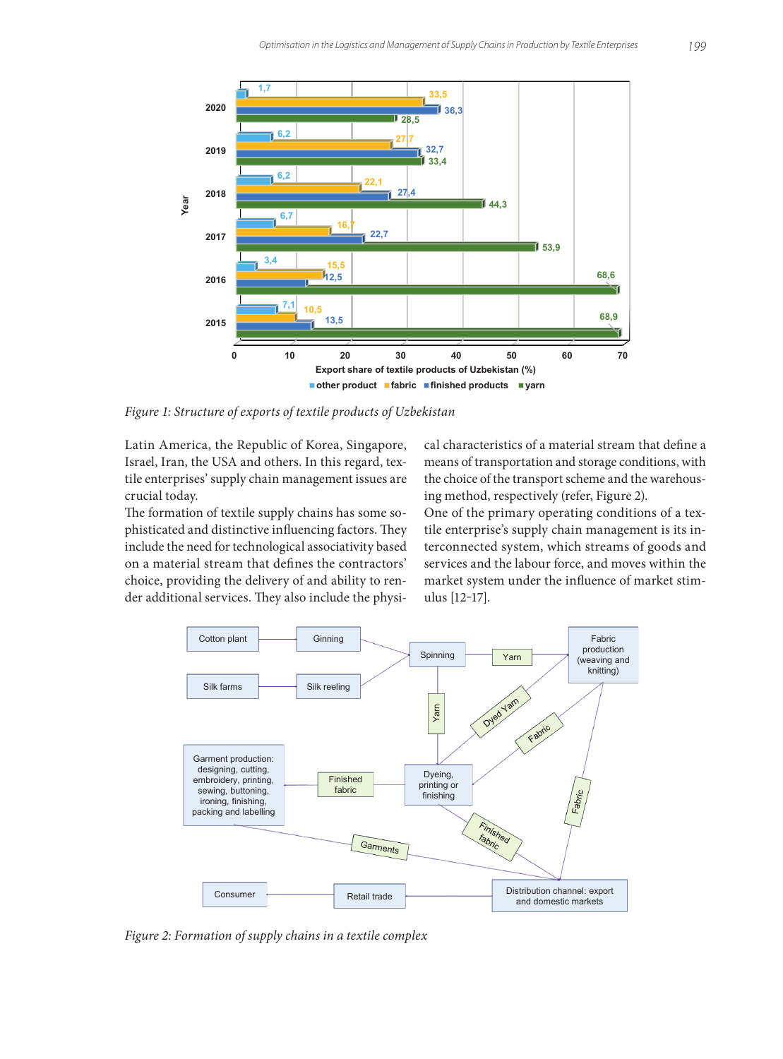Figure 1: Structure of exports of textile products of Uzbekistan

Latin America, the Republic of Korea, Singapore, Israel, Iran, the USA and others. In this regard, textile enterprises' supply chain management issues are crucial today.

The formation of textile supply chains has some sophisticated and distinctive influencing factors. They include the need for technological associativity based on a material stream that defines the contractors' choice, providing the delivery of and ability to render additional services. They also include the physical characteristics of a material stream that define a means of transportation and storage conditions, with the choice of the transport scheme and the warehousing method, respectively (refer, Figure 2).

One of the primary operating conditions of a textile enterprise's supply chain management is its interconnected system, which streams of goods and services and the labour force, and moves within the market system under the influence of market stimulus [12–17].

Figure 2: Formation of supply chains in a textile complex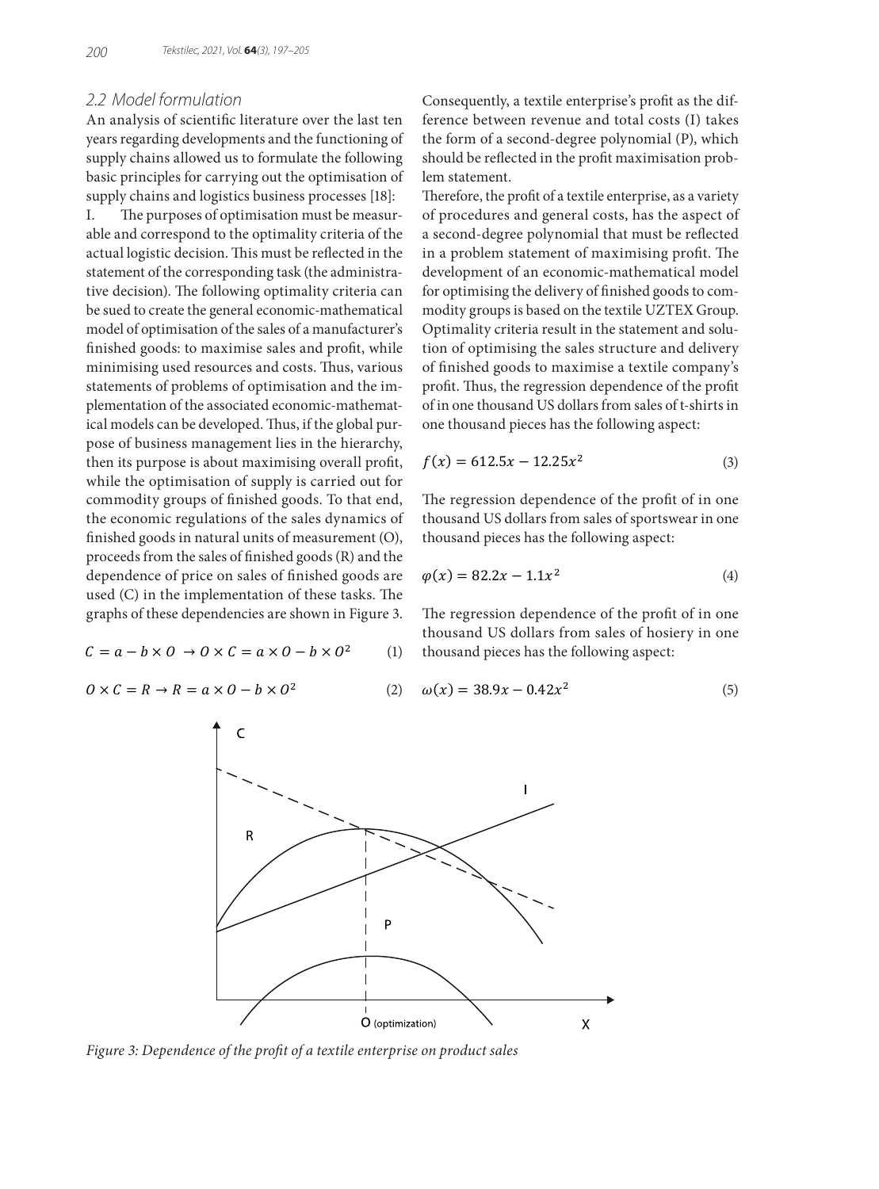### 2.2 Model formulation

An analysis of scientific literature over the last ten years regarding developments and the functioning of supply chains allowed us to formulate the following basic principles for carrying out the optimisation of supply chains and logistics business processes [18]:

I. The purposes of optimisation must be measurable and correspond to the optimality criteria of the actual logistic decision. This must be reflected in the statement of the corresponding task (the administrative decision). The following optimality criteria can be sued to create the general economic-mathematical model of optimisation of the sales of a manufacturer's finished goods: to maximise sales and profit, while minimising used resources and costs. Thus, various statements of problems of optimisation and the implementation of the associated economic-mathematical models can be developed. Thus, if the global purpose of business management lies in the hierarchy, then its purpose is about maximising overall profit, while the optimisation of supply is carried out for commodity groups of finished goods. To that end, the economic regulations of the sales dynamics of finished goods in natural units of measurement (O), proceeds from the sales of finished goods (R) and the dependence of price on sales of finished goods are used (C) in the implementation of these tasks. The graphs of these dependencies are shown in Figure 3.

$$C = a - b \times O \rightarrow O \times C = a \times O - b \times O^2 \tag{1}$$

$$O \times C = R \rightarrow R = a \times O - b \times O^2 \tag{2}$$

Consequently, a textile enterprise's profit as the difference between revenue and total costs (I) takes the form of a second-degree polynomial (P), which should be reflected in the profit maximisation problem statement.

Therefore, the profit of a textile enterprise, as a variety of procedures and general costs, has the aspect of a second-degree polynomial that must be reflected in a problem statement of maximising profit. The development of an economic-mathematical model for optimising the delivery of finished goods to commodity groups is based on the textile UZTEX Group. Optimality criteria result in the statement and solution of optimising the sales structure and delivery of finished goods to maximise a textile company's profit. Thus, the regression dependence of the profit of in one thousand US dollars from sales of t-shirts in one thousand pieces has the following aspect:

$$f(x) = 612.5x - 12.25x^2 \tag{3}$$

The regression dependence of the profit of in one thousand US dollars from sales of sportswear in one thousand pieces has the following aspect:

$$\varphi(x) = 82.2x - 1.1x^2 \tag{4}$$

The regression dependence of the profit of in one thousand US dollars from sales of hosiery in one thousand pieces has the following aspect:

$$\omega(x) = 38.9x - 0.42x^2 \tag{5}$$

*Figure 3: Dependence of the profit of a textile enterprise on product sales*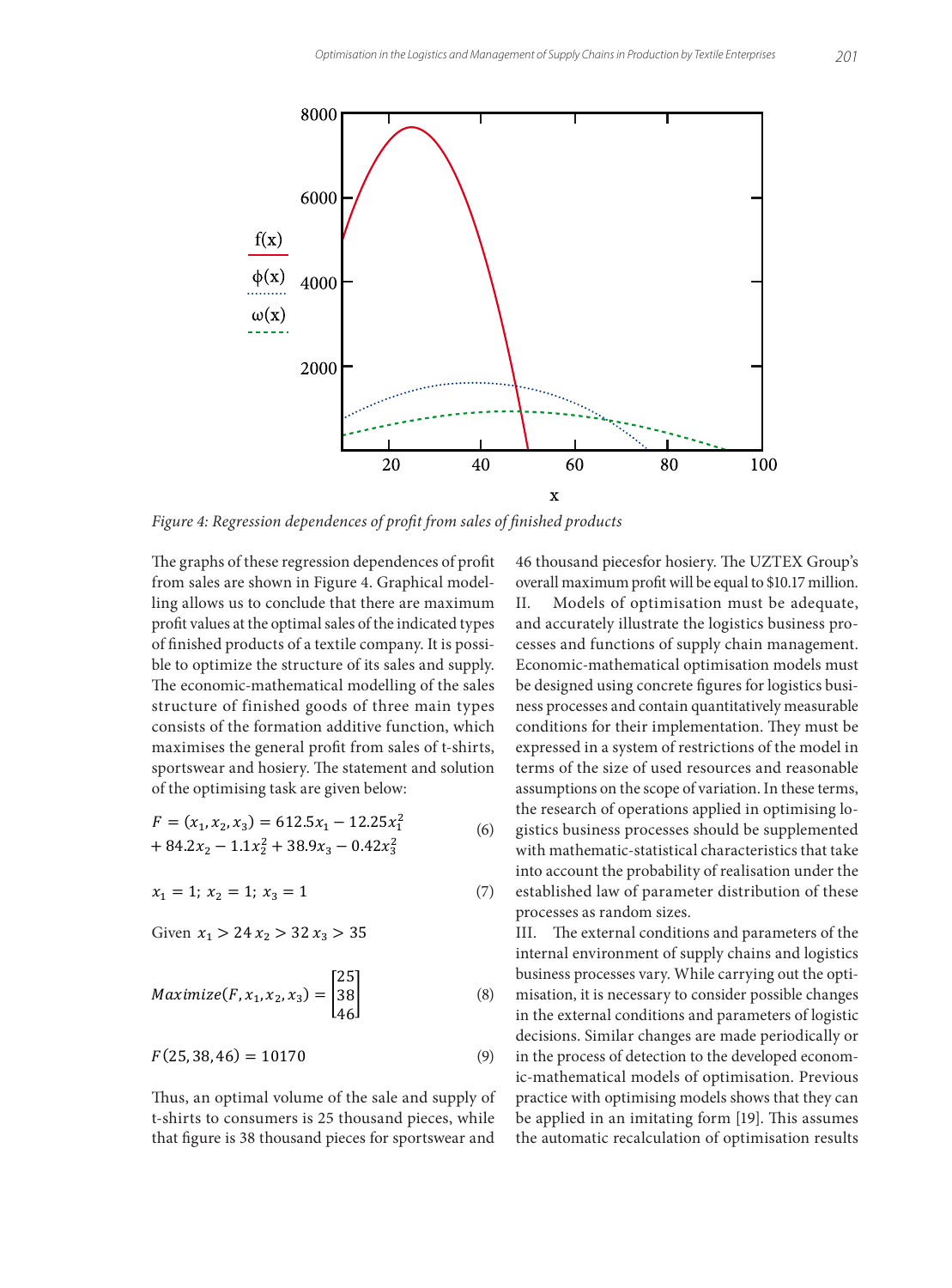*Figure 4: Regression dependences of profit from sales of finished products*

The graphs of these regression dependences of profit from sales are shown in Figure 4. Graphical modelling allows us to conclude that there are maximum profit values at the optimal sales of the indicated types of finished products of a textile company. It is possible to optimize the structure of its sales and supply. The economic-mathematical modelling of the sales structure of finished goods of three main types consists of the formation additive function, which maximises the general profit from sales of t-shirts, sportswear and hosiery. The statement and solution of the optimising task are given below:

$$F = (x_1, x_2, x_3) = 612.5x_1 - 12.25x_1^2 + 84.2x_2 - 1.1x_2^2 + 38.9x_3 - 0.42x_3^2 \tag{6}$$

$$x_1 = 1;\ x_2 = 1;\ x_3 = 1 \tag{7}$$

Given $x_1 > 24\ x_2 > 32\ x_3 > 35$

$$Maximize(F, x_1, x_2, x_3) = \begin{bmatrix} 25 \\ 38 \\ 46 \end{bmatrix} \tag{8}$$

$$F(25, 38, 46) = 10170 \tag{9}$$

Thus, an optimal volume of the sale and supply of t-shirts to consumers is 25 thousand pieces, while that figure is 38 thousand pieces for sportswear and 46 thousand piecesfor hosiery. The UZTEX Group's overall maximum profit will be equal to $10.17 million.

II. Models of optimisation must be adequate, and accurately illustrate the logistics business processes and functions of supply chain management. Economic-mathematical optimisation models must be designed using concrete figures for logistics business processes and contain quantitatively measurable conditions for their implementation. They must be expressed in a system of restrictions of the model in terms of the size of used resources and reasonable assumptions on the scope of variation. In these terms, the research of operations applied in optimising logistics business processes should be supplemented with mathematic-statistical characteristics that take into account the probability of realisation under the established law of parameter distribution of these processes as random sizes.

III. The external conditions and parameters of the internal environment of supply chains and logistics business processes vary. While carrying out the optimisation, it is necessary to consider possible changes in the external conditions and parameters of logistic decisions. Similar changes are made periodically or in the process of detection to the developed economic-mathematical models of optimisation. Previous practice with optimising models shows that they can be applied in an imitating form [19]. This assumes the automatic recalculation of optimisation results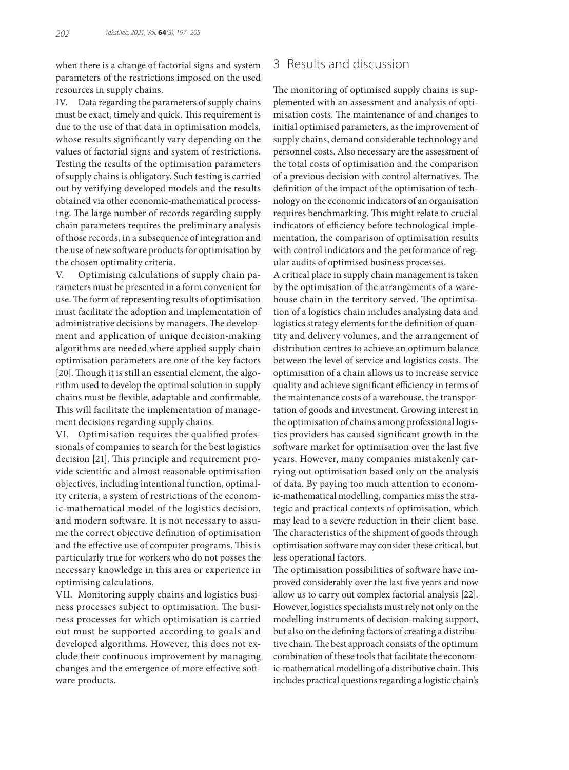when there is a change of factorial signs and system parameters of the restrictions imposed on the used resources in supply chains.

IV. Data regarding the parameters of supply chains must be exact, timely and quick. This requirement is due to the use of that data in optimisation models, whose results significantly vary depending on the values of factorial signs and system of restrictions. Testing the results of the optimisation parameters of supply chains is obligatory. Such testing is carried out by verifying developed models and the results obtained via other economic-mathematical processing. The large number of records regarding supply chain parameters requires the preliminary analysis of those records, in a subsequence of integration and the use of new software products for optimisation by the chosen optimality criteria.

V. Optimising calculations of supply chain parameters must be presented in a form convenient for use. The form of representing results of optimisation must facilitate the adoption and implementation of administrative decisions by managers. The development and application of unique decision-making algorithms are needed where applied supply chain optimisation parameters are one of the key factors [20]. Though it is still an essential element, the algorithm used to develop the optimal solution in supply chains must be flexible, adaptable and confirmable. This will facilitate the implementation of management decisions regarding supply chains.

VI. Optimisation requires the qualified professionals of companies to search for the best logistics decision [21]. This principle and requirement provide scientific and almost reasonable optimisation objectives, including intentional function, optimality criteria, a system of restrictions of the economic-mathematical model of the logistics decision, and modern software. It is not necessary to assume the correct objective definition of optimisation and the effective use of computer programs. This is particularly true for workers who do not posses the necessary knowledge in this area or experience in optimising calculations.

VII. Monitoring supply chains and logistics business processes subject to optimisation. The business processes for which optimisation is carried out must be supported according to goals and developed algorithms. However, this does not exclude their continuous improvement by managing changes and the emergence of more effective software products.

## 3 Results and discussion

The monitoring of optimised supply chains is supplemented with an assessment and analysis of optimisation costs. The maintenance of and changes to initial optimised parameters, as the improvement of supply chains, demand considerable technology and personnel costs. Also necessary are the assessment of the total costs of optimisation and the comparison of a previous decision with control alternatives. The definition of the impact of the optimisation of technology on the economic indicators of an organisation requires benchmarking. This might relate to crucial indicators of efficiency before technological implementation, the comparison of optimisation results with control indicators and the performance of regular audits of optimised business processes.

A critical place in supply chain management is taken by the optimisation of the arrangements of a warehouse chain in the territory served. The optimisation of a logistics chain includes analysing data and logistics strategy elements for the definition of quantity and delivery volumes, and the arrangement of distribution centres to achieve an optimum balance between the level of service and logistics costs. The optimisation of a chain allows us to increase service quality and achieve significant efficiency in terms of the maintenance costs of a warehouse, the transportation of goods and investment. Growing interest in the optimisation of chains among professional logistics providers has caused significant growth in the software market for optimisation over the last five years. However, many companies mistakenly carrying out optimisation based only on the analysis of data. By paying too much attention to economic-mathematical modelling, companies miss the strategic and practical contexts of optimisation, which may lead to a severe reduction in their client base. The characteristics of the shipment of goods through optimisation software may consider these critical, but less operational factors.

The optimisation possibilities of software have improved considerably over the last five years and now allow us to carry out complex factorial analysis [22]. However, logistics specialists must rely not only on the modelling instruments of decision-making support, but also on the defining factors of creating a distributive chain. The best approach consists of the optimum combination of these tools that facilitate the economic-mathematical modelling of a distributive chain. This includes practical questions regarding a logistic chain's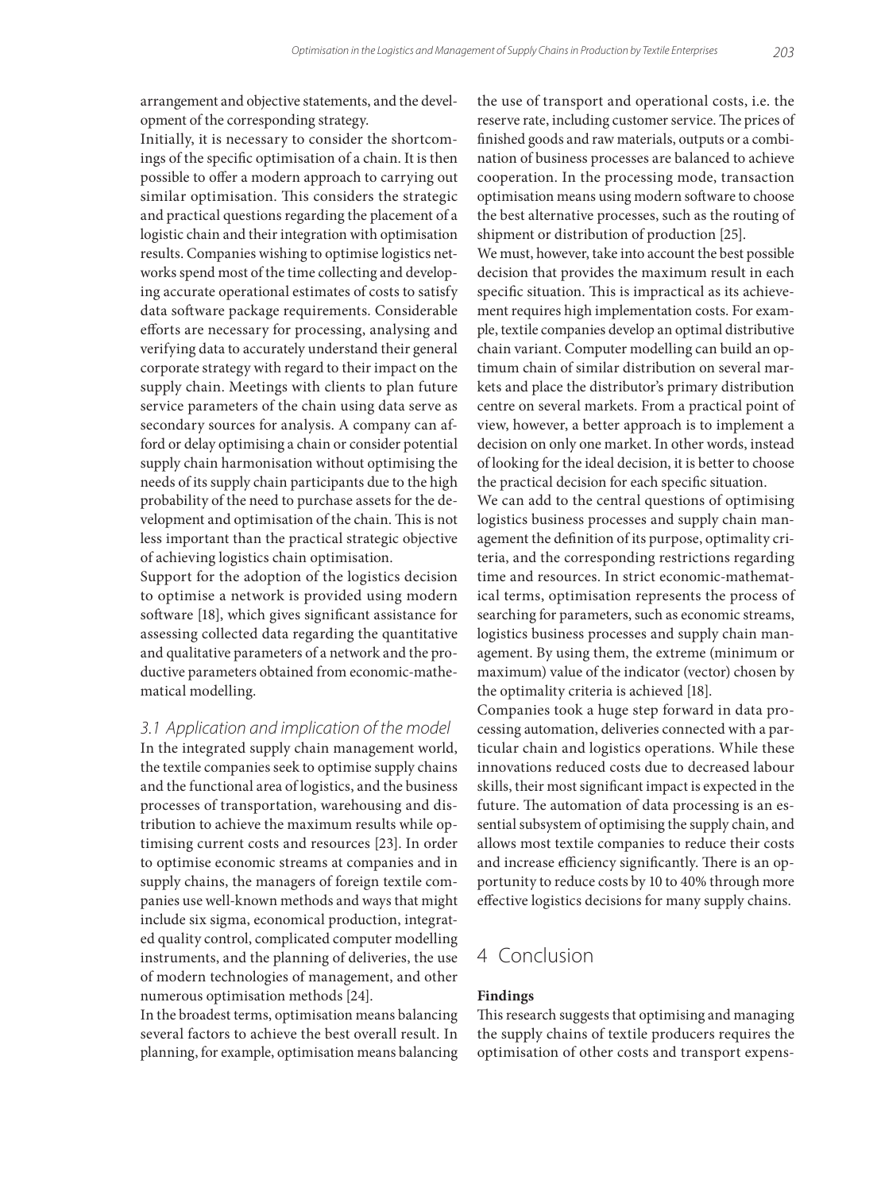arrangement and objective statements, and the development of the corresponding strategy.

Initially, it is necessary to consider the shortcomings of the specific optimisation of a chain. It is then possible to offer a modern approach to carrying out similar optimisation. This considers the strategic and practical questions regarding the placement of a logistic chain and their integration with optimisation results. Companies wishing to optimise logistics networks spend most of the time collecting and developing accurate operational estimates of costs to satisfy data software package requirements. Considerable efforts are necessary for processing, analysing and verifying data to accurately understand their general corporate strategy with regard to their impact on the supply chain. Meetings with clients to plan future service parameters of the chain using data serve as secondary sources for analysis. A company can afford or delay optimising a chain or consider potential supply chain harmonisation without optimising the needs of its supply chain participants due to the high probability of the need to purchase assets for the development and optimisation of the chain. This is not less important than the practical strategic objective of achieving logistics chain optimisation.

Support for the adoption of the logistics decision to optimise a network is provided using modern software [18], which gives significant assistance for assessing collected data regarding the quantitative and qualitative parameters of a network and the productive parameters obtained from economic-mathematical modelling.

### *3.1 Application and implication of the model*

In the integrated supply chain management world, the textile companies seek to optimise supply chains and the functional area of logistics, and the business processes of transportation, warehousing and distribution to achieve the maximum results while optimising current costs and resources [23]. In order to optimise economic streams at companies and in supply chains, the managers of foreign textile companies use well-known methods and ways that might include six sigma, economical production, integrated quality control, complicated computer modelling instruments, and the planning of deliveries, the use of modern technologies of management, and other numerous optimisation methods [24].

In the broadest terms, optimisation means balancing several factors to achieve the best overall result. In planning, for example, optimisation means balancing the use of transport and operational costs, i.e. the reserve rate, including customer service. The prices of finished goods and raw materials, outputs or a combination of business processes are balanced to achieve cooperation. In the processing mode, transaction optimisation means using modern software to choose the best alternative processes, such as the routing of shipment or distribution of production [25].

We must, however, take into account the best possible decision that provides the maximum result in each specific situation. This is impractical as its achievement requires high implementation costs. For example, textile companies develop an optimal distributive chain variant. Computer modelling can build an optimum chain of similar distribution on several markets and place the distributor's primary distribution centre on several markets. From a practical point of view, however, a better approach is to implement a decision on only one market. In other words, instead of looking for the ideal decision, it is better to choose the practical decision for each specific situation.

We can add to the central questions of optimising logistics business processes and supply chain management the definition of its purpose, optimality criteria, and the corresponding restrictions regarding time and resources. In strict economic-mathematical terms, optimisation represents the process of searching for parameters, such as economic streams, logistics business processes and supply chain management. By using them, the extreme (minimum or maximum) value of the indicator (vector) chosen by the optimality criteria is achieved [18].

Companies took a huge step forward in data processing automation, deliveries connected with a particular chain and logistics operations. While these innovations reduced costs due to decreased labour skills, their most significant impact is expected in the future. The automation of data processing is an essential subsystem of optimising the supply chain, and allows most textile companies to reduce their costs and increase efficiency significantly. There is an opportunity to reduce costs by 10 to 40% through more effective logistics decisions for many supply chains.

## 4 Conclusion

**Findings**

This research suggests that optimising and managing the supply chains of textile producers requires the optimisation of other costs and transport expens-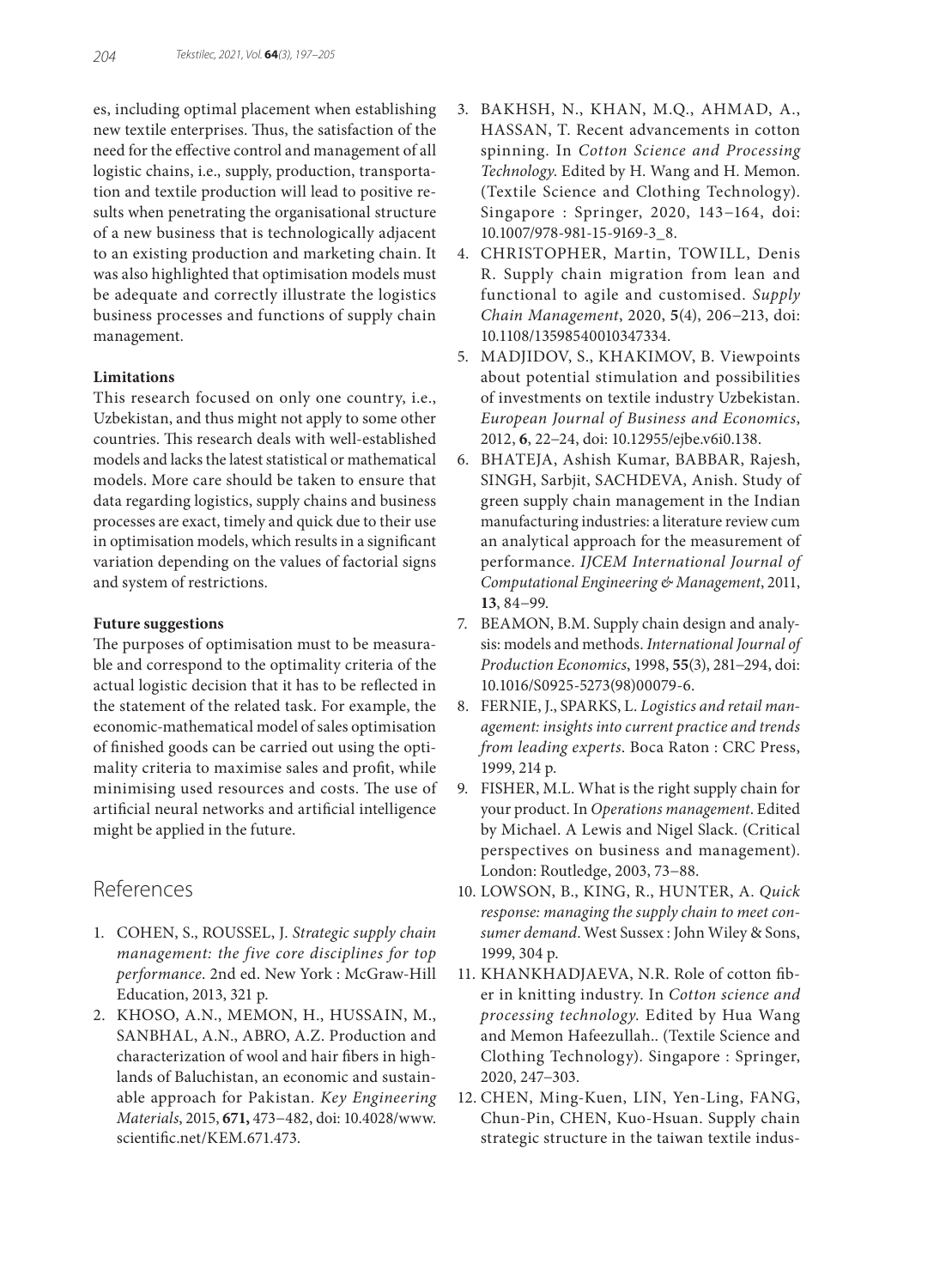es, including optimal placement when establishing new textile enterprises. Thus, the satisfaction of the need for the effective control and management of all logistic chains, i.e., supply, production, transportation and textile production will lead to positive results when penetrating the organisational structure of a new business that is technologically adjacent to an existing production and marketing chain. It was also highlighted that optimisation models must be adequate and correctly illustrate the logistics business processes and functions of supply chain management.

**Limitations**

This research focused on only one country, i.e., Uzbekistan, and thus might not apply to some other countries. This research deals with well-established models and lacks the latest statistical or mathematical models. More care should be taken to ensure that data regarding logistics, supply chains and business processes are exact, timely and quick due to their use in optimisation models, which results in a significant variation depending on the values of factorial signs and system of restrictions.

**Future suggestions**

The purposes of optimisation must to be measurable and correspond to the optimality criteria of the actual logistic decision that it has to be reflected in the statement of the related task. For example, the economic-mathematical model of sales optimisation of finished goods can be carried out using the optimality criteria to maximise sales and profit, while minimising used resources and costs. The use of artificial neural networks and artificial intelligence might be applied in the future.

## References

1. COHEN, S., ROUSSEL, J. *Strategic supply chain management: the five core disciplines for top performance*. 2nd ed. New York : McGraw-Hill Education, 2013, 321 p.
2. KHOSO, A.N., MEMON, H., HUSSAIN, M., SANBHAL, A.N., ABRO, A.Z. Production and characterization of wool and hair fibers in highlands of Baluchistan, an economic and sustainable approach for Pakistan. *Key Engineering Materials*, 2015, **671,** 473–482, doi: 10.4028/www.scientific.net/KEM.671.473.
3. BAKHSH, N., KHAN, M.Q., AHMAD, A., HASSAN, T. Recent advancements in cotton spinning. In *Cotton Science and Processing Technology*. Edited by H. Wang and H. Memon. (Textile Science and Clothing Technology). Singapore : Springer, 2020, 143–164, doi: 10.1007/978-981-15-9169-3_8.
4. CHRISTOPHER, Martin, TOWILL, Denis R. Supply chain migration from lean and functional to agile and customised. *Supply Chain Management*, 2020, **5**(4), 206–213, doi: 10.1108/13598540010347334.
5. MADJIDOV, S., KHAKIMOV, B. Viewpoints about potential stimulation and possibilities of investments on textile industry Uzbekistan. *European Journal of Business and Economics*, 2012, **6**, 22–24, doi: 10.12955/ejbe.v6i0.138.
6. BHATEJA, Ashish Kumar, BABBAR, Rajesh, SINGH, Sarbjit, SACHDEVA, Anish. Study of green supply chain management in the Indian manufacturing industries: a literature review cum an analytical approach for the measurement of performance. *IJCEM International Journal of Computational Engineering & Management*, 2011, **13**, 84–99.
7. BEAMON, B.M. Supply chain design and analysis: models and methods. *International Journal of Production Economics*, 1998, **55**(3), 281–294, doi: 10.1016/S0925-5273(98)00079-6.
8. FERNIE, J., SPARKS, L. *Logistics and retail management: insights into current practice and trends from leading experts*. Boca Raton : CRC Press, 1999, 214 p.
9. FISHER, M.L. What is the right supply chain for your product. In *Operations management*. Edited by Michael. A Lewis and Nigel Slack. (Critical perspectives on business and management). London: Routledge, 2003, 73–88.
10. LOWSON, B., KING, R., HUNTER, A. *Quick response: managing the supply chain to meet consumer demand*. West Sussex : John Wiley & Sons, 1999, 304 p.
11. KHANKHADJAEVA, N.R. Role of cotton fiber in knitting industry. In *Cotton science and processing technology*. Edited by Hua Wang and Memon Hafeezullah.. (Textile Science and Clothing Technology). Singapore : Springer, 2020, 247–303.
12. CHEN, Ming-Kuen, LIN, Yen-Ling, FANG, Chun-Pin, CHEN, Kuo-Hsuan. Supply chain strategic structure in the taiwan textile indus-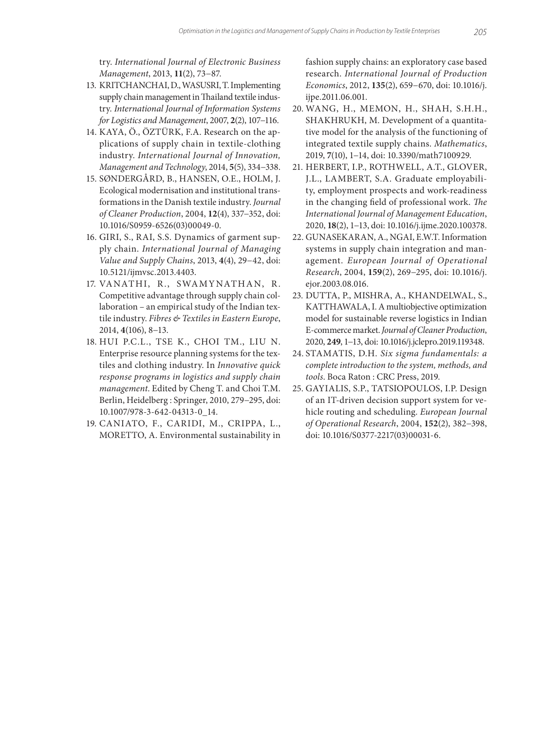try. *International Journal of Electronic Business Management*, 2013, **11**(2), 73–87.

13. KRITCHANCHAI, D., WASUSRI, T. Implementing supply chain management in Thailand textile industry. *International Journal of Information Systems for Logistics and Management*, 2007, **2**(2), 107–116.
14. KAYA, Ö., ÖZTÜRK, F.A. Research on the applications of supply chain in textile-clothing industry. *International Journal of Innovation, Management and Technology*, 2014, **5**(5), 334–338.
15. SØNDERGÅRD, B., HANSEN, O.E., HOLM, J. Ecological modernisation and institutional transformations in the Danish textile industry. *Journal of Cleaner Production*, 2004, **12**(4), 337–352, doi: 10.1016/S0959-6526(03)00049-0.
16. GIRI, S., RAI, S.S. Dynamics of garment supply chain. *International Journal of Managing Value and Supply Chains*, 2013, **4**(4), 29–42, doi: 10.5121/ijmvsc.2013.4403.
17. VANATHI, R., SWAMYNATHAN, R. Competitive advantage through supply chain collaboration – an empirical study of the Indian textile industry. *Fibres & Textiles in Eastern Europe*, 2014, **4**(106), 8–13.
18. HUI P.C.L., TSE K., CHOI TM., LIU N. Enterprise resource planning systems for the textiles and clothing industry. In *Innovative quick response programs in logistics and supply chain management*. Edited by Cheng T. and Choi T.M. Berlin, Heidelberg : Springer, 2010, 279–295, doi: 10.1007/978-3-642-04313-0_14.
19. CANIATO, F., CARIDI, M., CRIPPA, L., MORETTO, A. Environmental sustainability in fashion supply chains: an exploratory case based research. *International Journal of Production Economics*, 2012, **135**(2), 659–670, doi: 10.1016/j.ijpe.2011.06.001.
20. WANG, H., MEMON, H., SHAH, S.H.H., SHAKHRUKH, M. Development of a quantitative model for the analysis of the functioning of integrated textile supply chains. *Mathematics*, 2019, **7**(10), 1–14, doi: 10.3390/math7100929.
21. HERBERT, I.P., ROTHWELL, A.T., GLOVER, J.L., LAMBERT, S.A. Graduate employability, employment prospects and work-readiness in the changing field of professional work. *The International Journal of Management Education*, 2020, **18**(2), 1–13, doi: 10.1016/j.ijme.2020.100378.
22. GUNASEKARAN, A., NGAI, E.W.T. Information systems in supply chain integration and management. *European Journal of Operational Research*, 2004, **159**(2), 269–295, doi: 10.1016/j.ejor.2003.08.016.
23. DUTTA, P., MISHRA, A., KHANDELWAL, S., KATTHAWALA, I. A multiobjective optimization model for sustainable reverse logistics in Indian E-commerce market. *Journal of Cleaner Production*, 2020, **249**, 1–13, doi: 10.1016/j.jclepro.2019.119348.
24. STAMATIS, D.H. *Six sigma fundamentals: a complete introduction to the system, methods, and tools*. Boca Raton : CRC Press, 2019.
25. GAYIALIS, S.P., TATSIOPOULOS, I.P. Design of an IT-driven decision support system for vehicle routing and scheduling. *European Journal of Operational Research*, 2004, **152**(2), 382–398, doi: 10.1016/S0377-2217(03)00031-6.